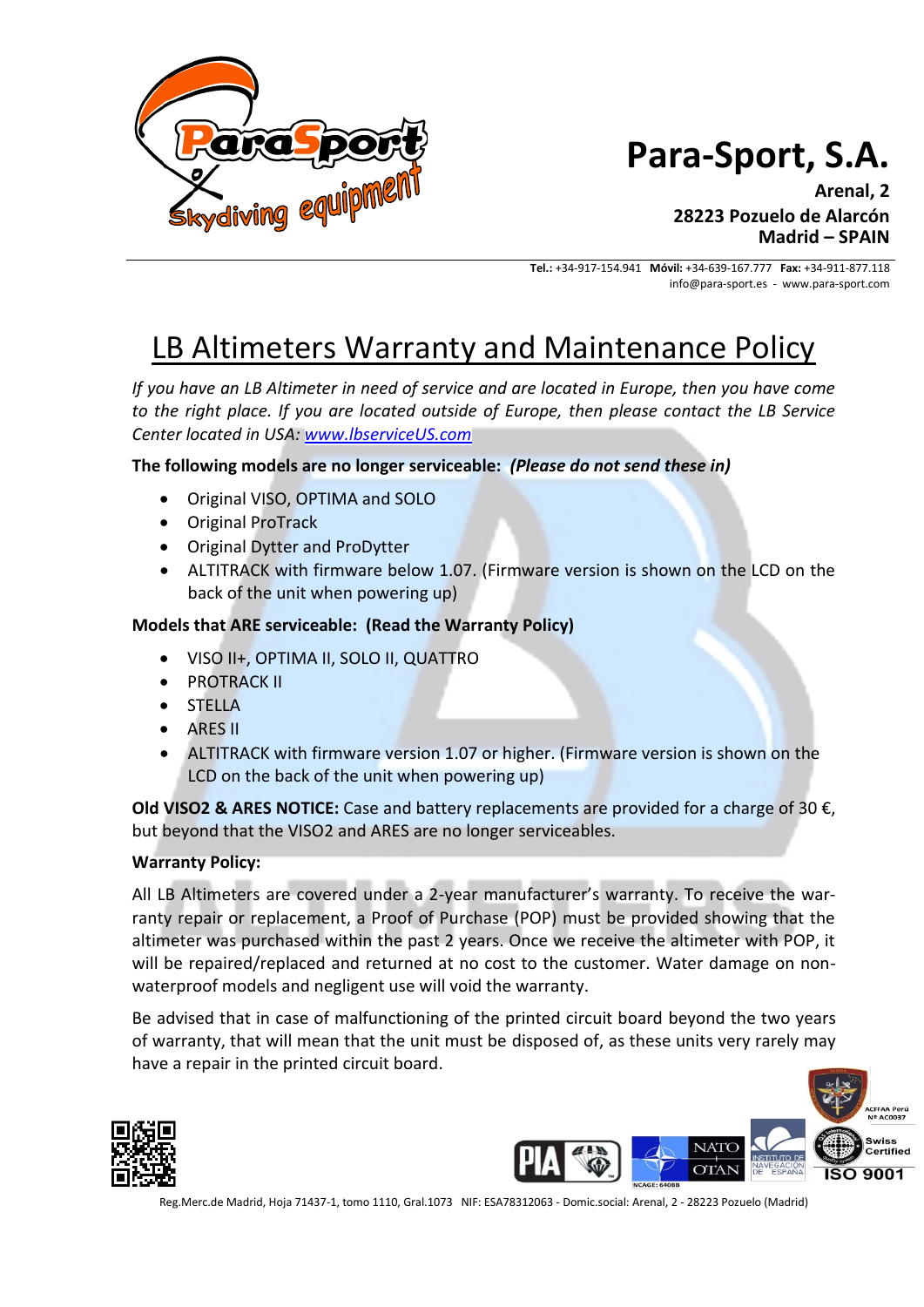# Para-Sport, S.A.

**Arenal, 2**
**28223 Pozuelo de Alarcón**
**Madrid – SPAIN**

**Tel.:** +34-917-154.941 **Móvil:** +34-639-167.777 **Fax:** +34-911-877.118
info@para-sport.es - www.para-sport.com

## LB Altimeters Warranty and Maintenance Policy

*If you have an LB Altimeter in need of service and are located in Europe, then you have come to the right place. If you are located outside of Europe, then please contact the LB Service Center located in USA: [www.lbserviceUS.com](http://www.lbserviceUS.com)*

**The following models are no longer serviceable:** ***(Please do not send these in)***

- Original VISO, OPTIMA and SOLO
- Original ProTrack
- Original Dytter and ProDytter
- ALTITRACK with firmware below 1.07. (Firmware version is shown on the LCD on the back of the unit when powering up)

**Models that ARE serviceable: (Read the Warranty Policy)**

- VISO II+, OPTIMA II, SOLO II, QUATTRO
- PROTRACK II
- STELLA
- ARES II
- ALTITRACK with firmware version 1.07 or higher. (Firmware version is shown on the LCD on the back of the unit when powering up)

**Old VISO2 & ARES NOTICE:** Case and battery replacements are provided for a charge of 30 €, but beyond that the VISO2 and ARES are no longer serviceables.

**Warranty Policy:**

All LB Altimeters are covered under a 2-year manufacturer's warranty. To receive the warranty repair or replacement, a Proof of Purchase (POP) must be provided showing that the altimeter was purchased within the past 2 years. Once we receive the altimeter with POP, it will be repaired/replaced and returned at no cost to the customer. Water damage on non-waterproof models and negligent use will void the warranty.

Be advised that in case of malfunctioning of the printed circuit board beyond the two years of warranty, that will mean that the unit must be disposed of, as these units very rarely may have a repair in the printed circuit board.

Reg.Merc.de Madrid, Hoja 71437-1, tomo 1110, Gral.1073 NIF: ESA78312063 - Domic.social: Arenal, 2 - 28223 Pozuelo (Madrid)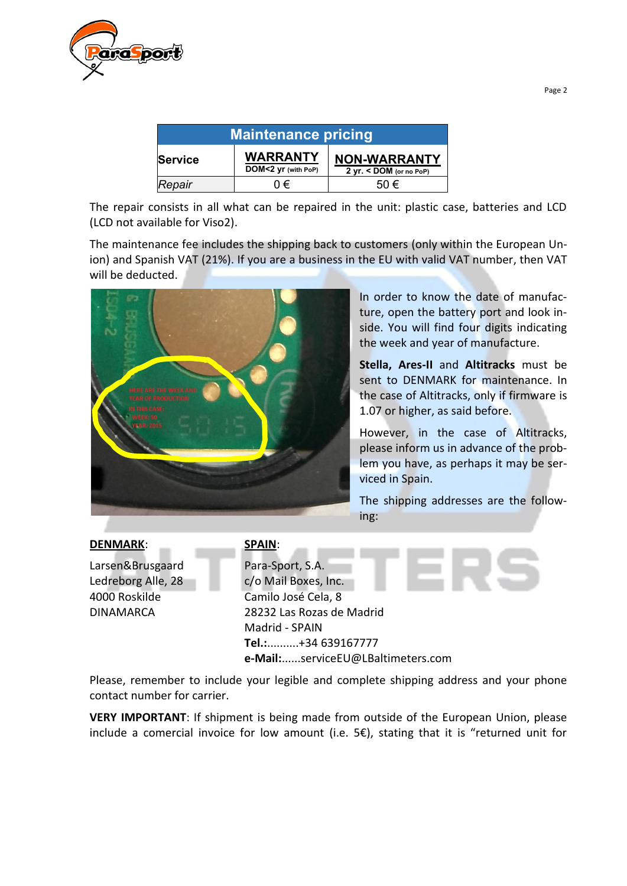| Maintenance pricing | | |
|---|---|---|
| Service | WARRANTY<br>DOM<2 yr (with PoP) | NON-WARRANTY<br>2 yr. < DOM (or no PoP) |
| *Repair* | 0 € | 50 € |

The repair consists in all what can be repaired in the unit: plastic case, batteries and LCD (LCD not available for Viso2).

The maintenance fee includes the shipping back to customers (only within the European Union) and Spanish VAT (21%). If you are a business in the EU with valid VAT number, then VAT will be deducted.

In order to know the date of manufacture, open the battery port and look inside. You will find four digits indicating the week and year of manufacture.

**Stella, Ares-II** and **Altitracks** must be sent to DENMARK for maintenance. In the case of Altitracks, only if firmware is 1.07 or higher, as said before.

However, in the case of Altitracks, please inform us in advance of the problem you have, as perhaps it may be serviced in Spain.

The shipping addresses are the following:

**DENMARK**:

Larsen&Brusgaard
Ledreborg Alle, 28
4000 Roskilde
DINAMARCA

**SPAIN**:

Para-Sport, S.A.
c/o Mail Boxes, Inc.
Camilo José Cela, 8
28232 Las Rozas de Madrid
Madrid - SPAIN
**Tel.:**..........+34 639167777
**e-Mail:**......serviceEU@LBaltimeters.com

Please, remember to include your legible and complete shipping address and your phone contact number for carrier.

**VERY IMPORTANT**: If shipment is being made from outside of the European Union, please include a comercial invoice for low amount (i.e. 5€), stating that it is "returned unit for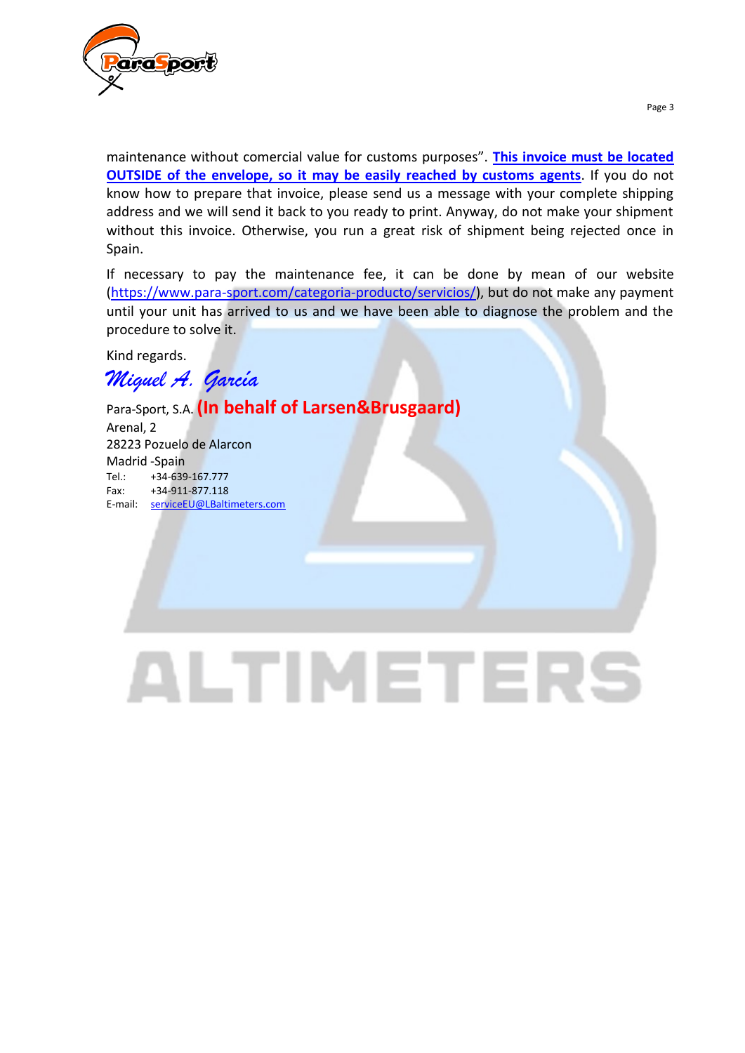maintenance without comercial value for customs purposes”. **This invoice must be located OUTSIDE of the envelope, so it may be easily reached by customs agents**. If you do not know how to prepare that invoice, please send us a message with your complete shipping address and we will send it back to you ready to print. Anyway, do not make your shipment without this invoice. Otherwise, you run a great risk of shipment being rejected once in Spain.

If necessary to pay the maintenance fee, it can be done by mean of our website (https://www.para-sport.com/categoria-producto/servicios/), but do not make any payment until your unit has arrived to us and we have been able to diagnose the problem and the procedure to solve it.

Kind regards.

*Miguel A. García*

Para-Sport, S.A. **(In behalf of Larsen&Brusgaard)**
Arenal, 2
28223 Pozuelo de Alarcon
Madrid -Spain
Tel.: +34-639-167.777
Fax: +34-911-877.118
E-mail: serviceEU@LBaltimeters.com